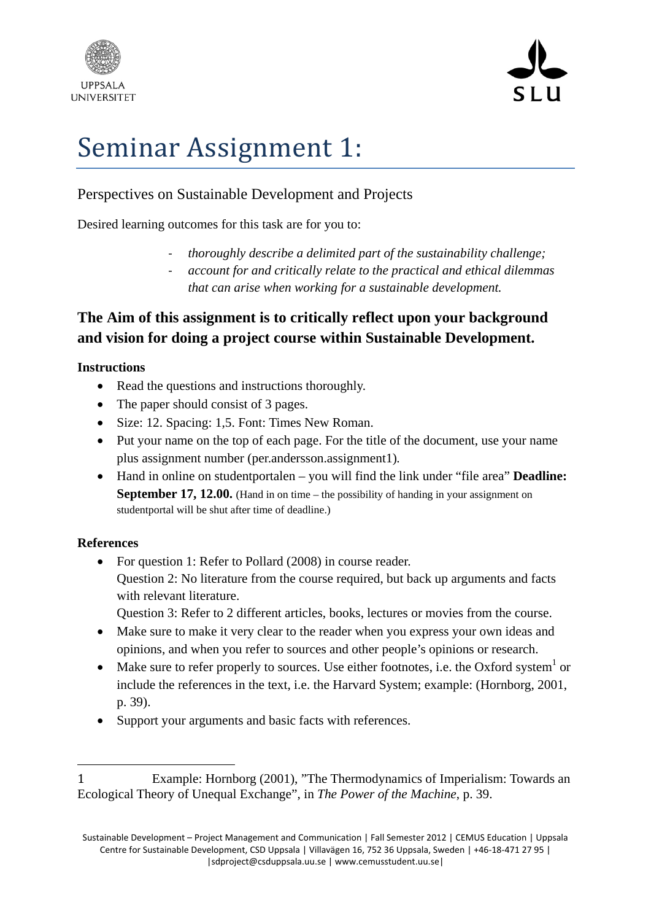# Seminar Assignment 1:

Perspectives on Sustainable Development and Projects

Desired learning outcomes for this task are for you to:

- *thoroughly describe a delimited part of the sustainability challenge;*
- *account for and critically relate to the practical and ethical dilemmas that can arise when working for a sustainable development.*

## The Aim of this assignment is to critically reflect upon your background and vision for doing a project course within Sustainable Development.

### Instructions

- Read the questions and instructions thoroughly.
- The paper should consist of 3 pages.
- Size: 12. Spacing: 1,5. Font: Times New Roman.
- Put your name on the top of each page. For the title of the document, use your name plus assignment number (per.andersson.assignment1).
- Hand in online on studentportalen – you will find the link under "file area" **Deadline: September 17, 12.00.** (Hand in on time – the possibility of handing in your assignment on studentportal will be shut after time of deadline.)

### References

- For question 1: Refer to Pollard (2008) in course reader.
  Question 2: No literature from the course required, but back up arguments and facts with relevant literature.
  Question 3: Refer to 2 different articles, books, lectures or movies from the course.
- Make sure to make it very clear to the reader when you express your own ideas and opinions, and when you refer to sources and other people's opinions or research.
- Make sure to refer properly to sources. Use either footnotes, i.e. the Oxford system[1] or include the references in the text, i.e. the Harvard System; example: (Hornborg, 2001, p. 39).
- Support your arguments and basic facts with references.

---

1 Example: Hornborg (2001), "The Thermodynamics of Imperialism: Towards an Ecological Theory of Unequal Exchange", in *The Power of the Machine*, p. 39.

Sustainable Development – Project Management and Communication | Fall Semester 2012 | CEMUS Education | Uppsala Centre for Sustainable Development, CSD Uppsala | Villavägen 16, 752 36 Uppsala, Sweden | +46-18-471 27 95 | |sdproject@csduppsala.uu.se | www.cemusstudent.uu.se|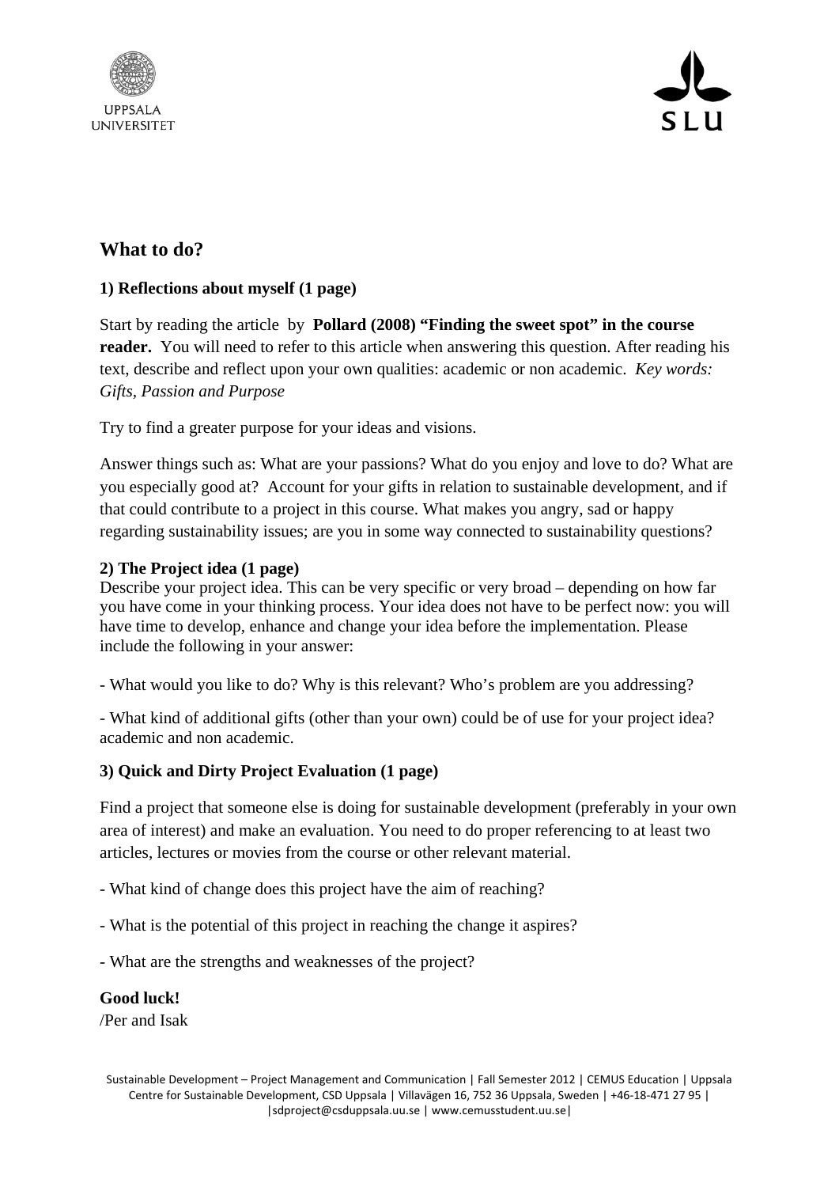## What to do?

### 1) Reflections about myself (1 page)

Start by reading the article by **Pollard (2008) "Finding the sweet spot" in the course reader.** You will need to refer to this article when answering this question. After reading his text, describe and reflect upon your own qualities: academic or non academic. *Key words: Gifts, Passion and Purpose*

Try to find a greater purpose for your ideas and visions.

Answer things such as: What are your passions? What do you enjoy and love to do? What are you especially good at? Account for your gifts in relation to sustainable development, and if that could contribute to a project in this course. What makes you angry, sad or happy regarding sustainability issues; are you in some way connected to sustainability questions?

### 2) The Project idea (1 page)

Describe your project idea. This can be very specific or very broad – depending on how far you have come in your thinking process. Your idea does not have to be perfect now: you will have time to develop, enhance and change your idea before the implementation. Please include the following in your answer:

- What would you like to do? Why is this relevant? Who's problem are you addressing?

- What kind of additional gifts (other than your own) could be of use for your project idea? academic and non academic.

### 3) Quick and Dirty Project Evaluation (1 page)

Find a project that someone else is doing for sustainable development (preferably in your own area of interest) and make an evaluation. You need to do proper referencing to at least two articles, lectures or movies from the course or other relevant material.

- What kind of change does this project have the aim of reaching?

- What is the potential of this project in reaching the change it aspires?

- What are the strengths and weaknesses of the project?

**Good luck!**
/Per and Isak